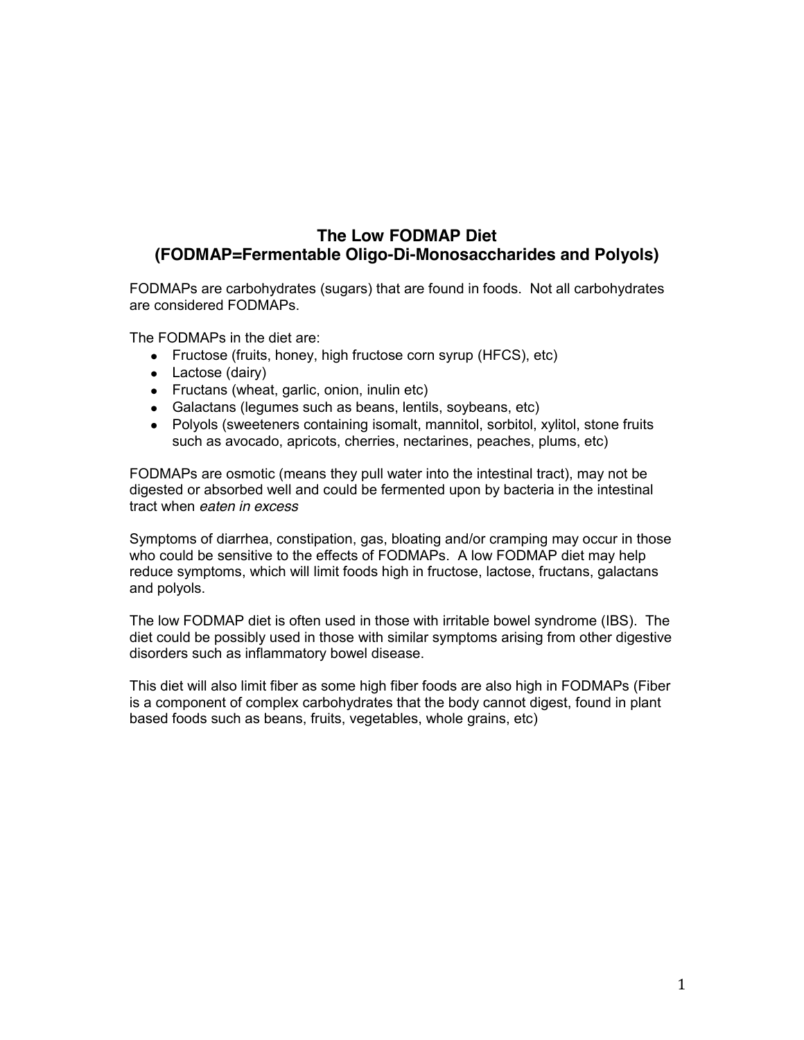# The Low FODMAP Diet
# (FODMAP=Fermentable Oligo-Di-Monosaccharides and Polyols)

FODMAPs are carbohydrates (sugars) that are found in foods. Not all carbohydrates are considered FODMAPs.

The FODMAPs in the diet are:

- Fructose (fruits, honey, high fructose corn syrup (HFCS), etc)
- Lactose (dairy)
- Fructans (wheat, garlic, onion, inulin etc)
- Galactans (legumes such as beans, lentils, soybeans, etc)
- Polyols (sweeteners containing isomalt, mannitol, sorbitol, xylitol, stone fruits such as avocado, apricots, cherries, nectarines, peaches, plums, etc)

FODMAPs are osmotic (means they pull water into the intestinal tract), may not be digested or absorbed well and could be fermented upon by bacteria in the intestinal tract when *eaten in excess*

Symptoms of diarrhea, constipation, gas, bloating and/or cramping may occur in those who could be sensitive to the effects of FODMAPs. A low FODMAP diet may help reduce symptoms, which will limit foods high in fructose, lactose, fructans, galactans and polyols.

The low FODMAP diet is often used in those with irritable bowel syndrome (IBS). The diet could be possibly used in those with similar symptoms arising from other digestive disorders such as inflammatory bowel disease.

This diet will also limit fiber as some high fiber foods are also high in FODMAPs (Fiber is a component of complex carbohydrates that the body cannot digest, found in plant based foods such as beans, fruits, vegetables, whole grains, etc)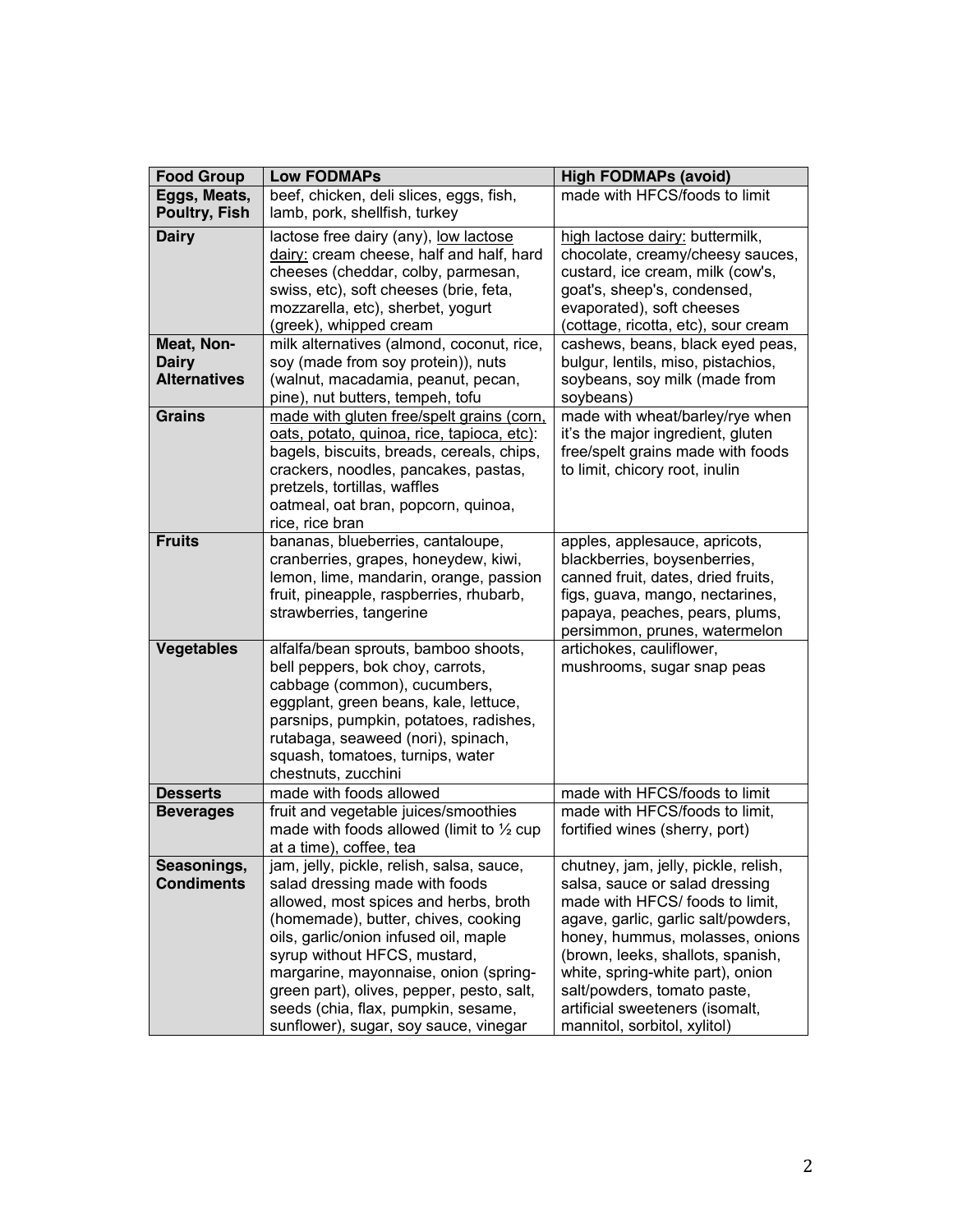| Food Group | Low FODMAPs | High FODMAPs (avoid) |
|---|---|---|
| **Eggs, Meats, Poultry, Fish** | beef, chicken, deli slices, eggs, fish, lamb, pork, shellfish, turkey | made with HFCS/foods to limit |
| **Dairy** | lactose free dairy (any), low lactose dairy: cream cheese, half and half, hard cheeses (cheddar, colby, parmesan, swiss, etc), soft cheeses (brie, feta, mozzarella, etc), sherbet, yogurt (greek), whipped cream | high lactose dairy: buttermilk, chocolate, creamy/cheesy sauces, custard, ice cream, milk (cow's, goat's, sheep's, condensed, evaporated), soft cheeses (cottage, ricotta, etc), sour cream |
| **Meat, Non-Dairy Alternatives** | milk alternatives (almond, coconut, rice, soy (made from soy protein)), nuts (walnut, macadamia, peanut, pecan, pine), nut butters, tempeh, tofu | cashews, beans, black eyed peas, bulgur, lentils, miso, pistachios, soybeans, soy milk (made from soybeans) |
| **Grains** | made with gluten free/spelt grains (corn, oats, potato, quinoa, rice, tapioca, etc): bagels, biscuits, breads, cereals, chips, crackers, noodles, pancakes, pastas, pretzels, tortillas, waffles<br>oatmeal, oat bran, popcorn, quinoa, rice, rice bran | made with wheat/barley/rye when it's the major ingredient, gluten free/spelt grains made with foods to limit, chicory root, inulin |
| **Fruits** | bananas, blueberries, cantaloupe, cranberries, grapes, honeydew, kiwi, lemon, lime, mandarin, orange, passion fruit, pineapple, raspberries, rhubarb, strawberries, tangerine | apples, applesauce, apricots, blackberries, boysenberries, canned fruit, dates, dried fruits, figs, guava, mango, nectarines, papaya, peaches, pears, plums, persimmon, prunes, watermelon |
| **Vegetables** | alfalfa/bean sprouts, bamboo shoots, bell peppers, bok choy, carrots, cabbage (common), cucumbers, eggplant, green beans, kale, lettuce, parsnips, pumpkin, potatoes, radishes, rutabaga, seaweed (nori), spinach, squash, tomatoes, turnips, water chestnuts, zucchini | artichokes, cauliflower, mushrooms, sugar snap peas |
| **Desserts** | made with foods allowed | made with HFCS/foods to limit |
| **Beverages** | fruit and vegetable juices/smoothies made with foods allowed (limit to ½ cup at a time), coffee, tea | made with HFCS/foods to limit, fortified wines (sherry, port) |
| **Seasonings, Condiments** | jam, jelly, pickle, relish, salsa, sauce, salad dressing made with foods allowed, most spices and herbs, broth (homemade), butter, chives, cooking oils, garlic/onion infused oil, maple syrup without HFCS, mustard, margarine, mayonnaise, onion (spring-green part), olives, pepper, pesto, salt, seeds (chia, flax, pumpkin, sesame, sunflower), sugar, soy sauce, vinegar | chutney, jam, jelly, pickle, relish, salsa, sauce or salad dressing made with HFCS/ foods to limit, agave, garlic, garlic salt/powders, honey, hummus, molasses, onions (brown, leeks, shallots, spanish, white, spring-white part), onion salt/powders, tomato paste, artificial sweeteners (isomalt, mannitol, sorbitol, xylitol) |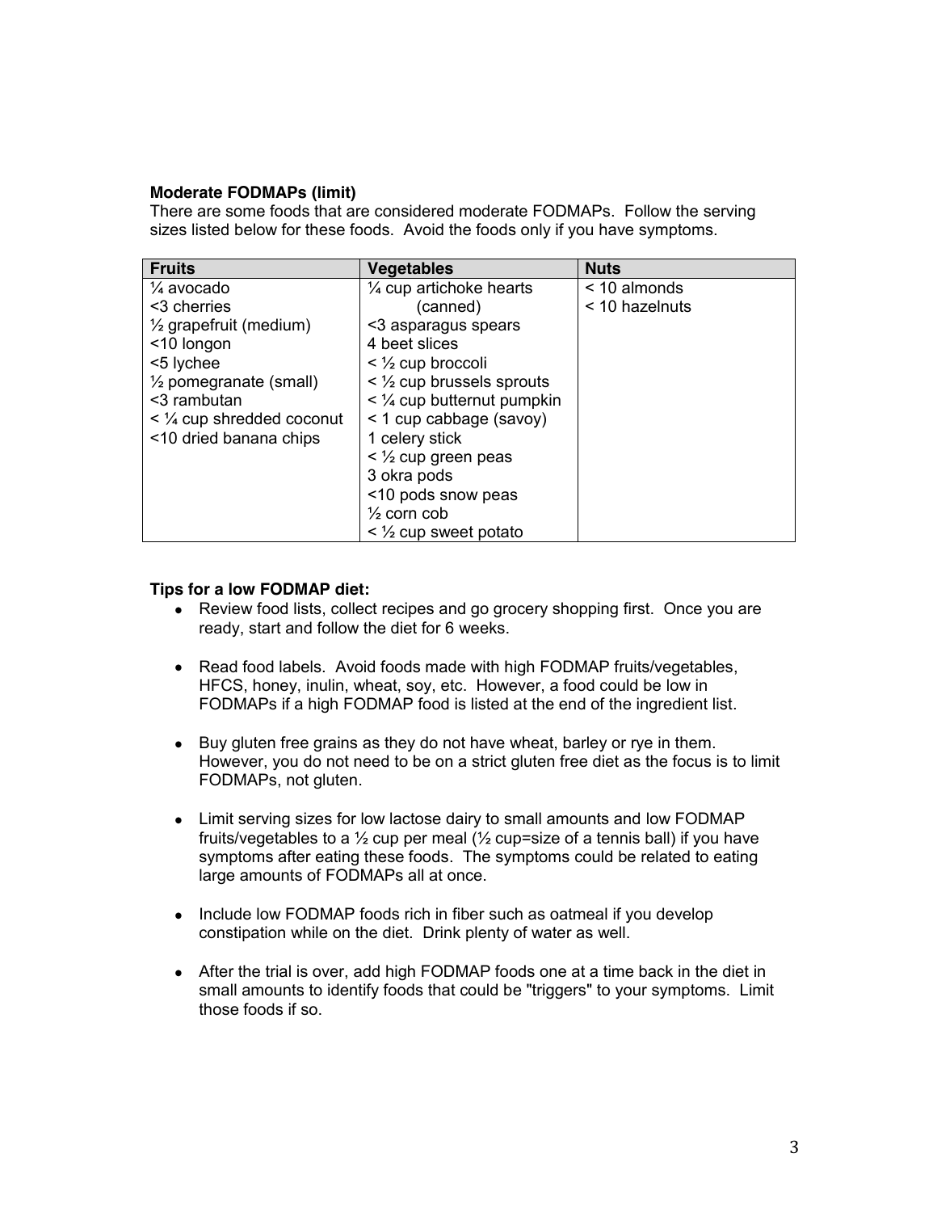**Moderate FODMAPs (limit)**

There are some foods that are considered moderate FODMAPs. Follow the serving sizes listed below for these foods. Avoid the foods only if you have symptoms.

| Fruits | Vegetables | Nuts |
|---|---|---|
| ¼ avocado | ¼ cup artichoke hearts (canned) | < 10 almonds |
| <3 cherries | <3 asparagus spears | < 10 hazelnuts |
| ½ grapefruit (medium) | 4 beet slices | |
| <10 longon | < ½ cup broccoli | |
| <5 lychee | < ½ cup brussels sprouts | |
| ½ pomegranate (small) | < ¼ cup butternut pumpkin | |
| <3 rambutan | < 1 cup cabbage (savoy) | |
| < ¼ cup shredded coconut | 1 celery stick | |
| <10 dried banana chips | < ½ cup green peas | |
| | 3 okra pods | |
| | <10 pods snow peas | |
| | ½ corn cob | |
| | < ½ cup sweet potato | |

**Tips for a low FODMAP diet:**

- Review food lists, collect recipes and go grocery shopping first. Once you are ready, start and follow the diet for 6 weeks.
- Read food labels. Avoid foods made with high FODMAP fruits/vegetables, HFCS, honey, inulin, wheat, soy, etc. However, a food could be low in FODMAPs if a high FODMAP food is listed at the end of the ingredient list.
- Buy gluten free grains as they do not have wheat, barley or rye in them. However, you do not need to be on a strict gluten free diet as the focus is to limit FODMAPs, not gluten.
- Limit serving sizes for low lactose dairy to small amounts and low FODMAP fruits/vegetables to a ½ cup per meal (½ cup=size of a tennis ball) if you have symptoms after eating these foods. The symptoms could be related to eating large amounts of FODMAPs all at once.
- Include low FODMAP foods rich in fiber such as oatmeal if you develop constipation while on the diet. Drink plenty of water as well.
- After the trial is over, add high FODMAP foods one at a time back in the diet in small amounts to identify foods that could be "triggers" to your symptoms. Limit those foods if so.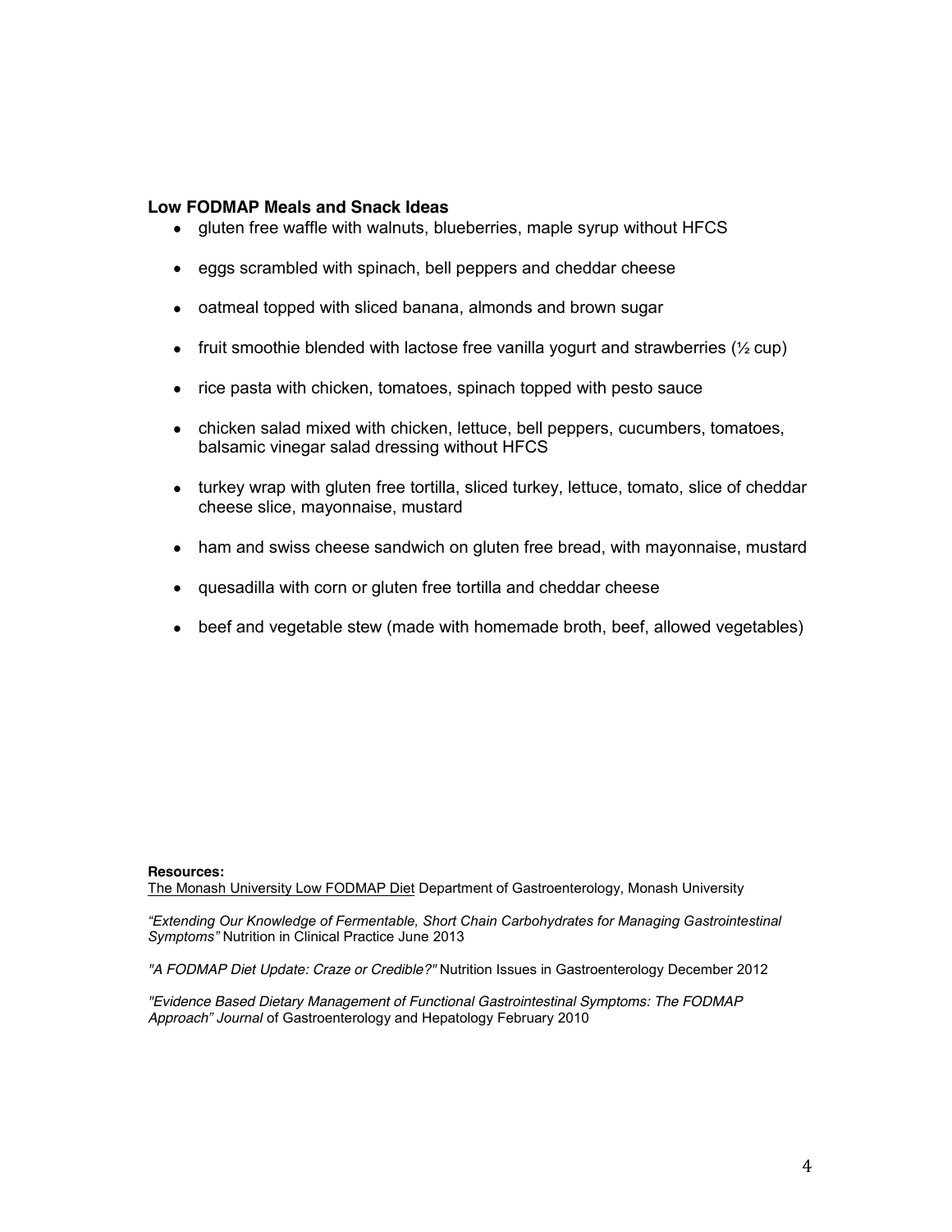**Low FODMAP Meals and Snack Ideas**

- gluten free waffle with walnuts, blueberries, maple syrup without HFCS
- eggs scrambled with spinach, bell peppers and cheddar cheese
- oatmeal topped with sliced banana, almonds and brown sugar
- fruit smoothie blended with lactose free vanilla yogurt and strawberries (½ cup)
- rice pasta with chicken, tomatoes, spinach topped with pesto sauce
- chicken salad mixed with chicken, lettuce, bell peppers, cucumbers, tomatoes, balsamic vinegar salad dressing without HFCS
- turkey wrap with gluten free tortilla, sliced turkey, lettuce, tomato, slice of cheddar cheese slice, mayonnaise, mustard
- ham and swiss cheese sandwich on gluten free bread, with mayonnaise, mustard
- quesadilla with corn or gluten free tortilla and cheddar cheese
- beef and vegetable stew (made with homemade broth, beef, allowed vegetables)

**Resources:**

The Monash University Low FODMAP Diet Department of Gastroenterology, Monash University

*"Extending Our Knowledge of Fermentable, Short Chain Carbohydrates for Managing Gastrointestinal Symptoms"* Nutrition in Clinical Practice June 2013

*"A FODMAP Diet Update: Craze or Credible?"* Nutrition Issues in Gastroenterology December 2012

*"Evidence Based Dietary Management of Functional Gastrointestinal Symptoms: The FODMAP Approach" Journal* of Gastroenterology and Hepatology February 2010